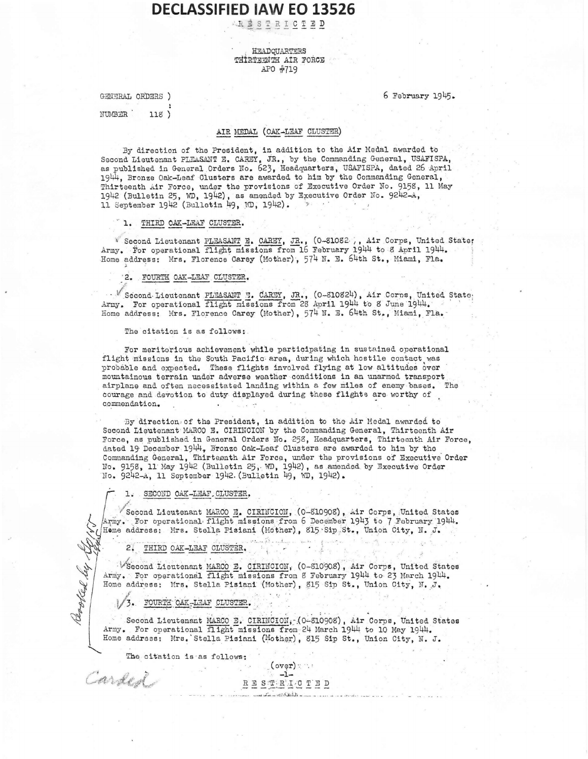DECLASSIFIED IAW EO 13526

RESTRICTED

HEADQUARTERS
THIRTEENTH AIR FORCE
APO #719

GENERAL ORDERS )
:
NUMBER 118 )

6 February 1945.

AIR MEDAL (OAK-LEAF CLUSTER)

By direction of the President, in addition to the Air Medal awarded to Second Lieutenant PLEASANT E. CAREY, JR., by the Commanding General, USAFISPA, as published in General Orders No. 623, Headquarters, USAFISPA, dated 26 April 1944, Bronze Oak-Leaf Clusters are awarded to him by the Commanding General, Thirteenth Air Force, under the provisions of Executive Order No. 9158, 11 May 1942 (Bulletin 25, WD, 1942), as amended by Executive Order No. 9242-A, 11 September 1942 (Bulletin 49, WD, 1942).

1. THIRD OAK-LEAF CLUSTER.

Second Lieutenant PLEASANT E. CAREY, JR., (O-81082 , Air Corps, United States Army. For operational flight missions from 16 February 1944 to 8 April 1944. Home address: Mrs. Florence Carey (Mother), 574 N. E. 64th St., Miami, Fla.

2. FOURTH OAK-LEAF CLUSTER.

Second Lieutenant PLEASANT E. CAREY, JR., (O-810824), Air Corps, United States Army. For operational flight missions from 28 April 1944 to 8 June 1944. Home address: Mrs. Florence Carey (Mother), 574 N. E. 64th St., Miami, Fla.

The citation is as follows:

For meritorious achievement while participating in sustained operational flight missions in the South Pacific area, during which hostile contact was probable and expected. These flights involved flying at low altitudes over mountainous terrain under adverse weather conditions in an unarmed transport airplane and often necessitated landing within a few miles of enemy bases. The courage and devotion to duty displayed during these flights are worthy of commendation.

By direction of the President, in addition to the Air Medal awarded to Second Lieutenant MARCO E. CIRINCION by the Commanding General, Thirteenth Air Force, as published in General Orders No. 258, Headquarters, Thirteenth Air Force, dated 19 December 1944, Bronze Oak-Leaf Clusters are awarded to him by the Commanding General, Thirteenth Air Force, under the provisions of Executive Order No. 9158, 11 May 1942 (Bulletin 25, WD, 1942), as amended by Executive Order No. 9242-A, 11 September 1942 (Bulletin 49, WD, 1942).

1. SECOND OAK-LEAF CLUSTER.

Second Lieutenant MARCO E. CIRINCION, (O-810908), Air Corps, United States Army. For operational flight missions from 6 December 1943 to 7 February 1944. Home address: Mrs. Stella Pisiani (Mother), 815 Sip St., Union City, N. J.

2. THIRD OAK-LEAF CLUSTER.

Second Lieutenant MARCO E. CIRINCION, (O-810908), Air Corps, United States Army. For operational flight missions from 8 February 1944 to 23 March 1944. Home address: Mrs. Stella Pisiani (Mother), 815 Sip St., Union City, N. J.

3. FOURTH OAK-LEAF CLUSTER.

Second Lieutenant MARCO E. CIRINCION, (O-810908), Air Corps, United States Army. For operational flight missions from 24 March 1944 to 10 May 1944. Home address: Mrs. Stella Pisiani (Mother), 815 Sip St., Union City, N. J.

The citation is as follows:

(over)

RESTRICTED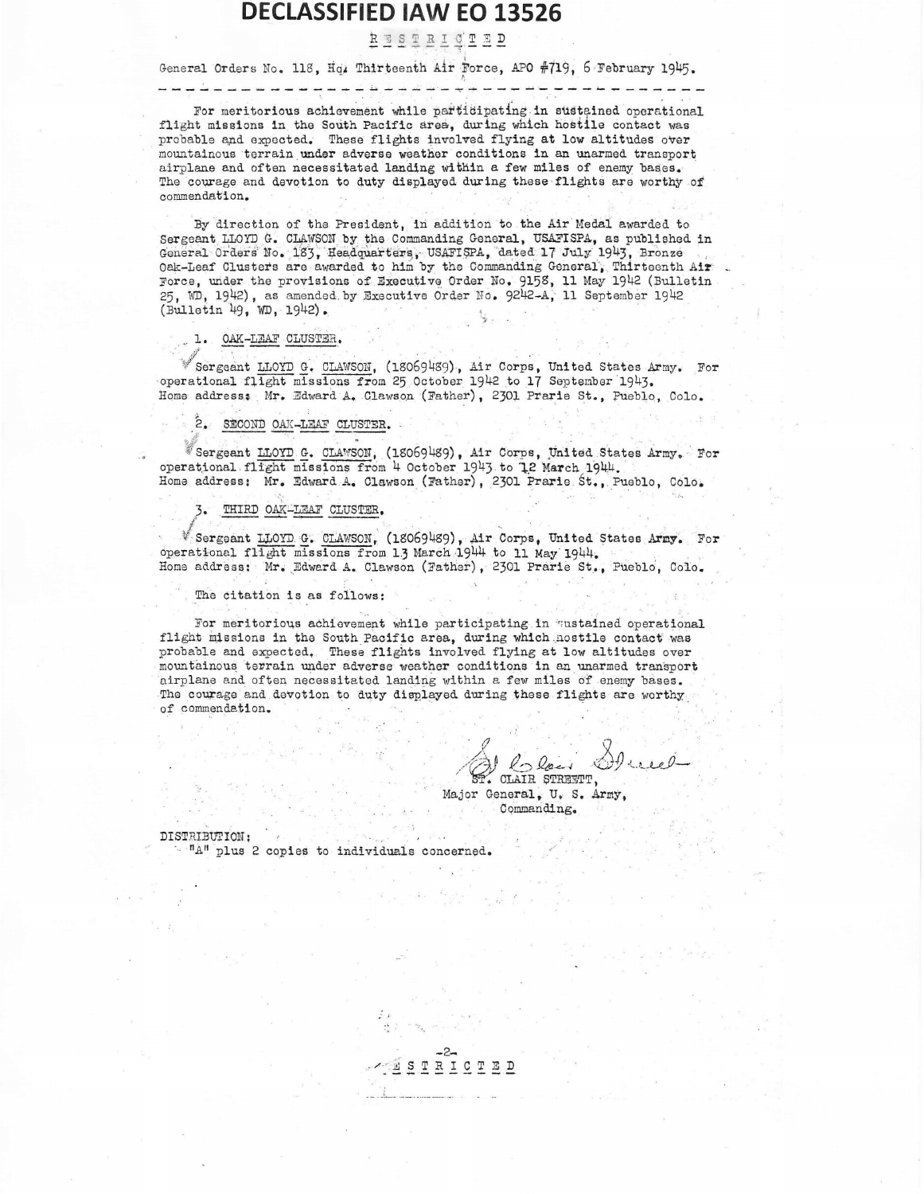DECLASSIFIED IAW EO 13526

RESTRICTED

General Orders No. 118, Hq. Thirteenth Air Force, APO #719, 6 February 1945.

---

For meritorious achievement while participating in sustained operational flight missions in the South Pacific area, during which hostile contact was probable and expected. These flights involved flying at low altitudes over mountainous terrain under adverse weather conditions in an unarmed transport airplane and often necessitated landing within a few miles of enemy bases. The courage and devotion to duty displayed during these flights are worthy of commendation.

By direction of the President, in addition to the Air Medal awarded to Sergeant LLOYD G. CLAWSON by the Commanding General, USAFISPA, as published in General Orders No. 183, Headquarters, USAFISPA, dated 17 July 1943, Bronze Oak-Leaf Clusters are awarded to him by the Commanding General, Thirteenth Air Force, under the provisions of Executive Order No. 9158, 11 May 1942 (Bulletin 25, WD, 1942), as amended by Executive Order No. 9242-A, 11 September 1942 (Bulletin 49, WD, 1942).

1. OAK-LEAF CLUSTER.

Sergeant LLOYD G. CLAWSON, (18069489), Air Corps, United States Army. For operational flight missions from 25 October 1942 to 17 September 1943.
Home address: Mr. Edward A. Clawson (Father), 2301 Prarie St., Pueblo, Colo.

2. SECOND OAK-LEAF CLUSTER.

Sergeant LLOYD G. CLAWSON, (18069489), Air Corps, United States Army. For operational flight missions from 4 October 1943 to 12 March 1944.
Home address: Mr. Edward A. Clawson (Father), 2301 Prarie St., Pueblo, Colo.

3. THIRD OAK-LEAF CLUSTER.

Sergeant LLOYD G. CLAWSON, (18069489), Air Corps, United States Army. For operational flight missions from 13 March 1944 to 11 May 1944.
Home address: Mr. Edward A. Clawson (Father), 2301 Prarie St., Pueblo, Colo.

The citation is as follows:

For meritorious achievement while participating in sustained operational flight missions in the South Pacific area, during which hostile contact was probable and expected. These flights involved flying at low altitudes over mountainous terrain under adverse weather conditions in an unarmed transport airplane and often necessitated landing within a few miles of enemy bases. The courage and devotion to duty displayed during these flights are worthy of commendation.

ST. CLAIR STREETT,
Major General, U. S. Army,
Commanding.

DISTRIBUTION:
"A" plus 2 copies to individuals concerned.

RESTRICTED